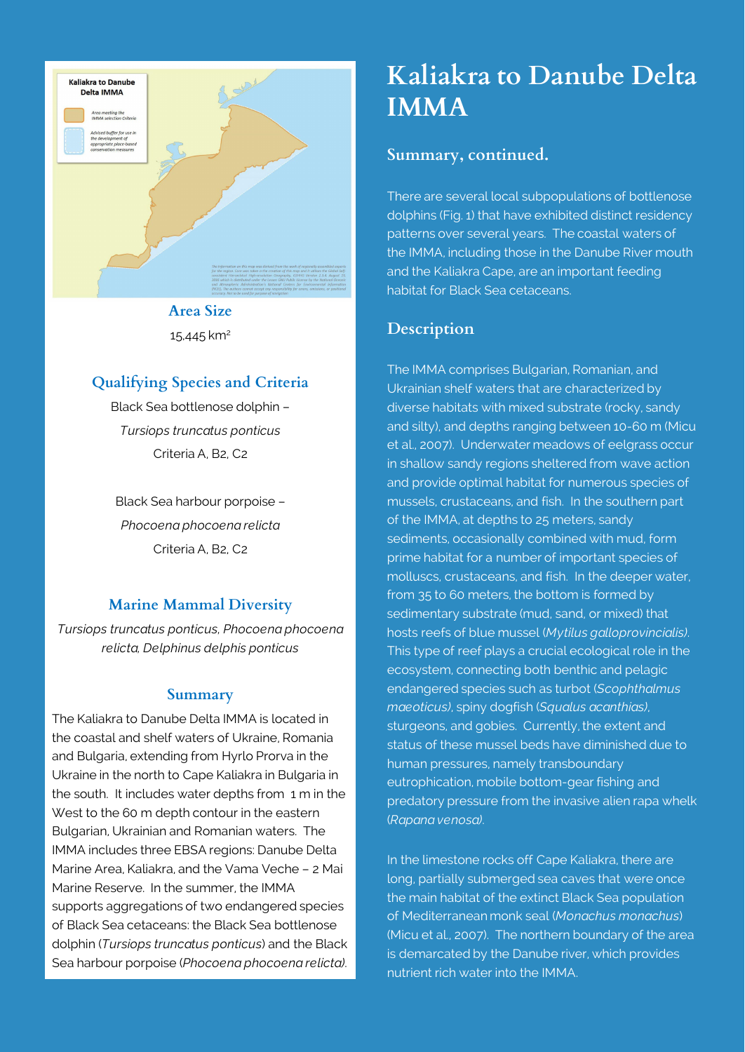# Kaliakra to Danube Delta IMMA

Kaliakra to Danube Delta IMMA

Area meeting the IMMA selection Criteria

Advised buffer for use in the development of appropriate place-based conservation measures

## Area Size

15,445 km²

## Qualifying Species and Criteria

Black Sea bottlenose dolphin – *Tursiops truncatus ponticus*
Criteria A, B2, C2

Black Sea harbour porpoise – *Phocoena phocoena relicta*
Criteria A, B2, C2

## Marine Mammal Diversity

*Tursiops truncatus ponticus, Phocoena phocoena relicta, Delphinus delphis ponticus*

## Summary

The Kaliakra to Danube Delta IMMA is located in the coastal and shelf waters of Ukraine, Romania and Bulgaria, extending from Hyrlo Prorva in the Ukraine in the north to Cape Kaliakra in Bulgaria in the south. It includes water depths from 1 m in the West to the 60 m depth contour in the eastern Bulgarian, Ukrainian and Romanian waters. The IMMA includes three EBSA regions: Danube Delta Marine Area, Kaliakra, and the Vama Veche – 2 Mai Marine Reserve. In the summer, the IMMA supports aggregations of two endangered species of Black Sea cetaceans: the Black Sea bottlenose dolphin (*Tursiops truncatus ponticus*) and the Black Sea harbour porpoise (*Phocoena phocoena relicta*).

## Summary, continued.

There are several local subpopulations of bottlenose dolphins (Fig. 1) that have exhibited distinct residency patterns over several years. The coastal waters of the IMMA, including those in the Danube River mouth and the Kaliakra Cape, are an important feeding habitat for Black Sea cetaceans.

## Description

The IMMA comprises Bulgarian, Romanian, and Ukrainian shelf waters that are characterized by diverse habitats with mixed substrate (rocky, sandy and silty), and depths ranging between 10-60 m (Micu et al., 2007). Underwater meadows of eelgrass occur in shallow sandy regions sheltered from wave action and provide optimal habitat for numerous species of mussels, crustaceans, and fish. In the southern part of the IMMA, at depths to 25 meters, sandy sediments, occasionally combined with mud, form prime habitat for a number of important species of molluscs, crustaceans, and fish. In the deeper water, from 35 to 60 meters, the bottom is formed by sedimentary substrate (mud, sand, or mixed) that hosts reefs of blue mussel (*Mytilus galloprovincialis)*. This type of reef plays a crucial ecological role in the ecosystem, connecting both benthic and pelagic endangered species such as turbot (*Scophthalmus maeoticus)*, spiny dogfish (*Squalus acanthias)*, sturgeons, and gobies. Currently, the extent and status of these mussel beds have diminished due to human pressures, namely transboundary eutrophication, mobile bottom-gear fishing and predatory pressure from the invasive alien rapa whelk (*Rapana venosa)*.

In the limestone rocks off Cape Kaliakra, there are long, partially submerged sea caves that were once the main habitat of the extinct Black Sea population of Mediterranean monk seal (*Monachus monachus*) (Micu et al., 2007). The northern boundary of the area is demarcated by the Danube river, which provides nutrient rich water into the IMMA.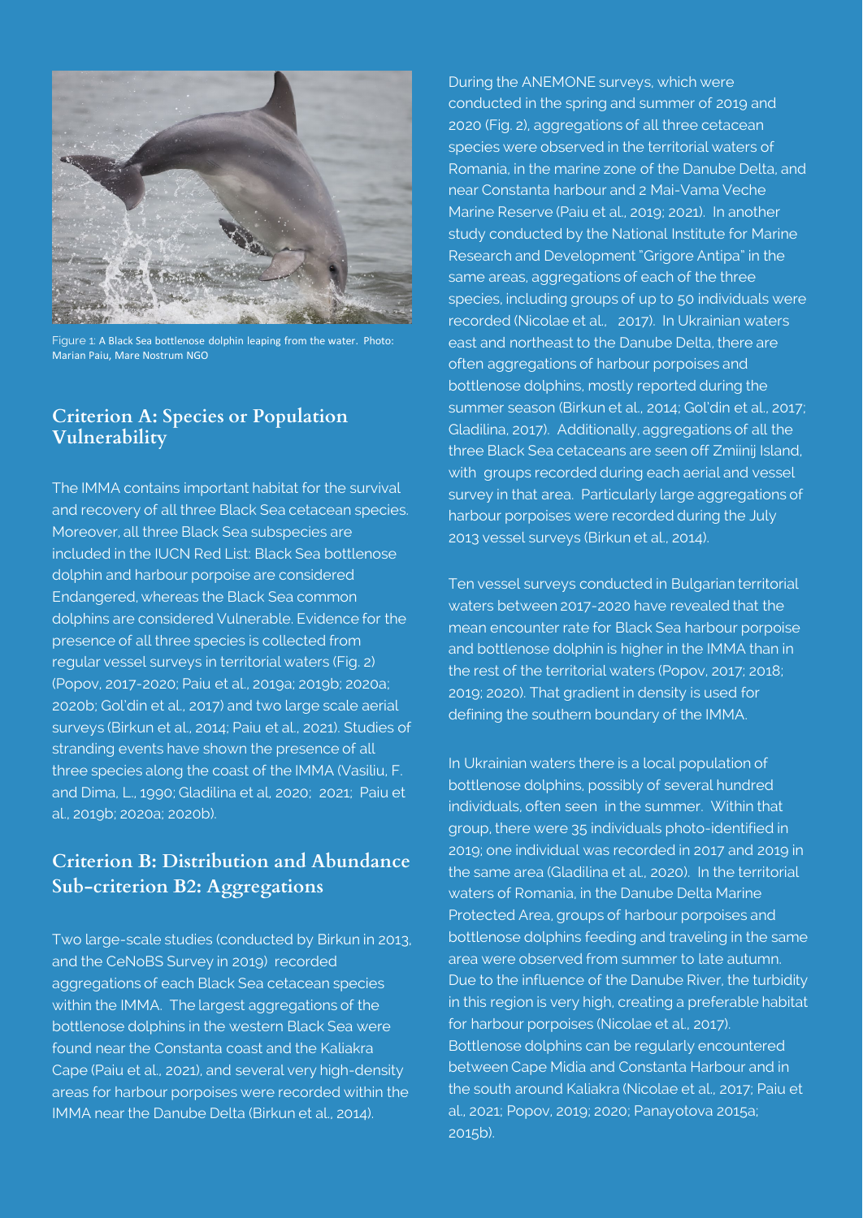Figure 1: A Black Sea bottlenose dolphin leaping from the water. Photo: Marian Paiu, Mare Nostrum NGO

## Criterion A: Species or Population Vulnerability

The IMMA contains important habitat for the survival and recovery of all three Black Sea cetacean species. Moreover, all three Black Sea subspecies are included in the IUCN Red List: Black Sea bottlenose dolphin and harbour porpoise are considered Endangered, whereas the Black Sea common dolphins are considered Vulnerable. Evidence for the presence of all three species is collected from regular vessel surveys in territorial waters (Fig. 2) (Popov, 2017-2020; Paiu et al., 2019a; 2019b; 2020a; 2020b; Gol'din et al., 2017) and two large scale aerial surveys (Birkun et al., 2014; Paiu et al., 2021). Studies of stranding events have shown the presence of all three species along the coast of the IMMA (Vasiliu, F. and Dima, L., 1990; Gladilina et al, 2020; 2021; Paiu et al., 2019b; 2020a; 2020b).

## Criterion B: Distribution and Abundance Sub-criterion B2: Aggregations

Two large-scale studies (conducted by Birkun in 2013, and the CeNoBS Survey in 2019) recorded aggregations of each Black Sea cetacean species within the IMMA. The largest aggregations of the bottlenose dolphins in the western Black Sea were found near the Constanta coast and the Kaliakra Cape (Paiu et al., 2021), and several very high-density areas for harbour porpoises were recorded within the IMMA near the Danube Delta (Birkun et al., 2014).

During the ANEMONE surveys, which were conducted in the spring and summer of 2019 and 2020 (Fig. 2), aggregations of all three cetacean species were observed in the territorial waters of Romania, in the marine zone of the Danube Delta, and near Constanta harbour and 2 Mai-Vama Veche Marine Reserve (Paiu et al., 2019; 2021). In another study conducted by the National Institute for Marine Research and Development "Grigore Antipa" in the same areas, aggregations of each of the three species, including groups of up to 50 individuals were recorded (Nicolae et al., 2017). In Ukrainian waters east and northeast to the Danube Delta, there are often aggregations of harbour porpoises and bottlenose dolphins, mostly reported during the summer season (Birkun et al., 2014; Gol'din et al., 2017; Gladilina, 2017). Additionally, aggregations of all the three Black Sea cetaceans are seen off Zmiinij Island, with groups recorded during each aerial and vessel survey in that area. Particularly large aggregations of harbour porpoises were recorded during the July 2013 vessel surveys (Birkun et al., 2014).

Ten vessel surveys conducted in Bulgarian territorial waters between 2017-2020 have revealed that the mean encounter rate for Black Sea harbour porpoise and bottlenose dolphin is higher in the IMMA than in the rest of the territorial waters (Popov, 2017; 2018; 2019; 2020). That gradient in density is used for defining the southern boundary of the IMMA.

In Ukrainian waters there is a local population of bottlenose dolphins, possibly of several hundred individuals, often seen in the summer. Within that group, there were 35 individuals photo-identified in 2019; one individual was recorded in 2017 and 2019 in the same area (Gladilina et al., 2020). In the territorial waters of Romania, in the Danube Delta Marine Protected Area, groups of harbour porpoises and bottlenose dolphins feeding and traveling in the same area were observed from summer to late autumn. Due to the influence of the Danube River, the turbidity in this region is very high, creating a preferable habitat for harbour porpoises (Nicolae et al., 2017). Bottlenose dolphins can be regularly encountered between Cape Midia and Constanta Harbour and in the south around Kaliakra (Nicolae et al., 2017; Paiu et al., 2021; Popov, 2019; 2020; Panayotova 2015a; 2015b).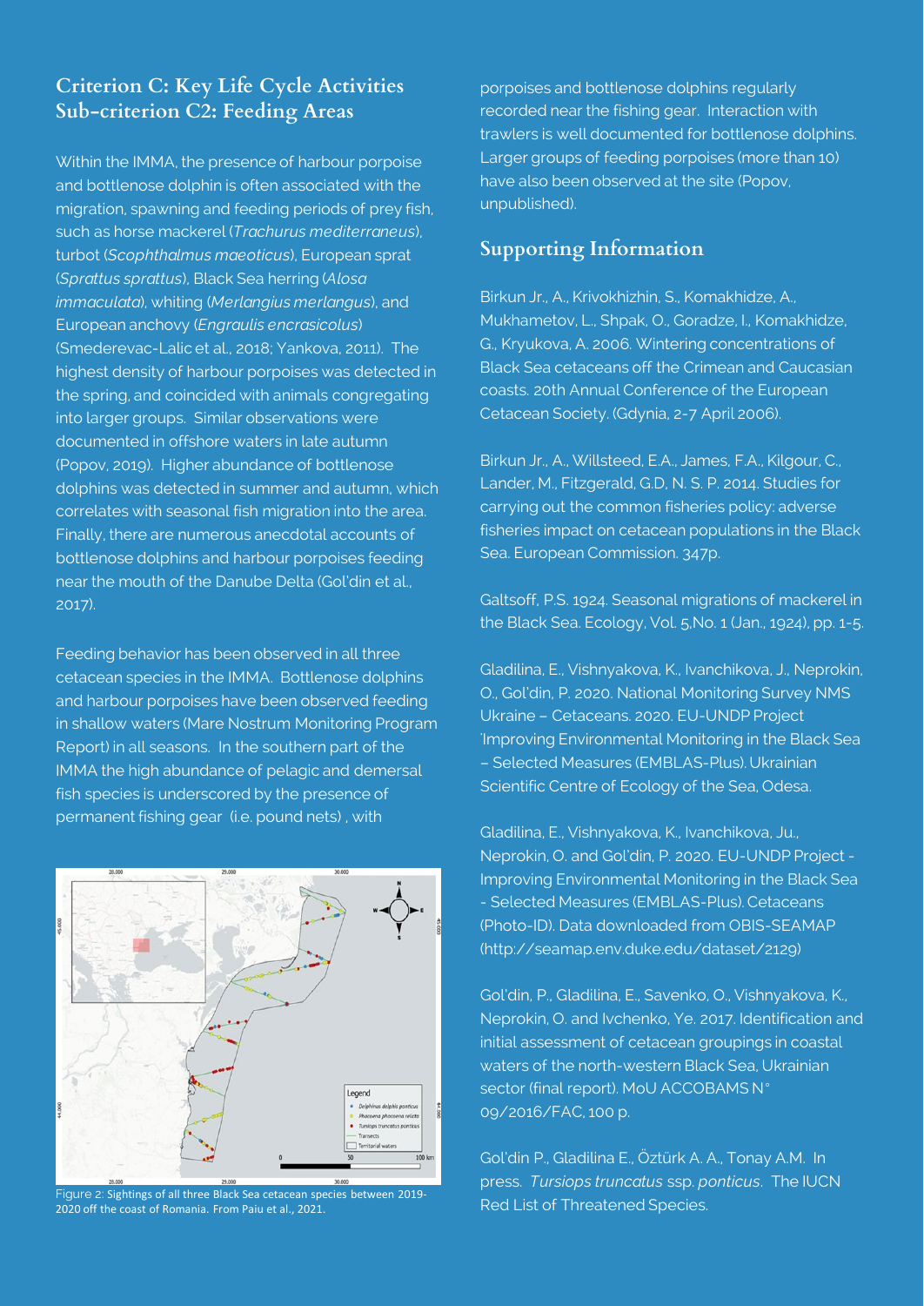## Criterion C: Key Life Cycle Activities
## Sub-criterion C2: Feeding Areas

Within the IMMA, the presence of harbour porpoise and bottlenose dolphin is often associated with the migration, spawning and feeding periods of prey fish, such as horse mackerel (*Trachurus mediterraneus*), turbot (*Scophthalmus maeoticus*), European sprat (*Sprattus sprattus*), Black Sea herring (*Alosa immaculata*), whiting (*Merlangius merlangus*), and European anchovy (*Engraulis encrasicolus*) (Smederevac-Lalic et al., 2018; Yankova, 2011). The highest density of harbour porpoises was detected in the spring, and coincided with animals congregating into larger groups. Similar observations were documented in offshore waters in late autumn (Popov, 2019). Higher abundance of bottlenose dolphins was detected in summer and autumn, which correlates with seasonal fish migration into the area. Finally, there are numerous anecdotal accounts of bottlenose dolphins and harbour porpoises feeding near the mouth of the Danube Delta (Gol'din et al., 2017).

Feeding behavior has been observed in all three cetacean species in the IMMA. Bottlenose dolphins and harbour porpoises have been observed feeding in shallow waters (Mare Nostrum Monitoring Program Report) in all seasons. In the southern part of the IMMA the high abundance of pelagic and demersal fish species is underscored by the presence of permanent fishing gear (i.e. pound nets), with porpoises and bottlenose dolphins regularly recorded near the fishing gear. Interaction with trawlers is well documented for bottlenose dolphins. Larger groups of feeding porpoises (more than 10) have also been observed at the site (Popov, unpublished).

Figure 2: Sightings of all three Black Sea cetacean species between 2019-2020 off the coast of Romania. From Paiu et al., 2021.

## Supporting Information

Birkun Jr., A., Krivokhizhin, S., Komakhidze, A., Mukhametov, L., Shpak, O., Goradze, I., Komakhidze, G., Kryukova, A. 2006. Wintering concentrations of Black Sea cetaceans off the Crimean and Caucasian coasts. 20th Annual Conference of the European Cetacean Society. (Gdynia, 2-7 April 2006).

Birkun Jr., A., Willsteed, E.A., James, F.A., Kilgour, C., Lander, M., Fitzgerald, G.D, N. S. P. 2014. Studies for carrying out the common fisheries policy: adverse fisheries impact on cetacean populations in the Black Sea. European Commission. 347p.

Galtsoff, P.S. 1924. Seasonal migrations of mackerel in the Black Sea. Ecology, Vol. 5,No. 1 (Jan., 1924), pp. 1-5.

Gladilina, E., Vishnyakova, K., Ivanchikova, J., Neprokin, O., Gol'din, P. 2020. National Monitoring Survey NMS Ukraine – Cetaceans. 2020. EU-UNDP Project 'Improving Environmental Monitoring in the Black Sea – Selected Measures (EMBLAS-Plus). Ukrainian Scientific Centre of Ecology of the Sea, Odesa.

Gladilina, E., Vishnyakova, K., Ivanchikova, Ju., Neprokin, O. and Gol'din, P. 2020. EU-UNDP Project - Improving Environmental Monitoring in the Black Sea - Selected Measures (EMBLAS-Plus). Cetaceans (Photo-ID). Data downloaded from OBIS-SEAMAP (http://seamap.env.duke.edu/dataset/2129)

Gol'din, P., Gladilina, E., Savenko, O., Vishnyakova, K., Neprokin, O. and Ivchenko, Ye. 2017. Identification and initial assessment of cetacean groupings in coastal waters of the north-western Black Sea, Ukrainian sector (final report). MoU ACCOBAMS N° 09/2016/FAC, 100 p.

Gol'din P., Gladilina E., Öztürk A. A., Tonay A.M. In press. *Tursiops truncatus* ssp. *ponticus*. The IUCN Red List of Threatened Species.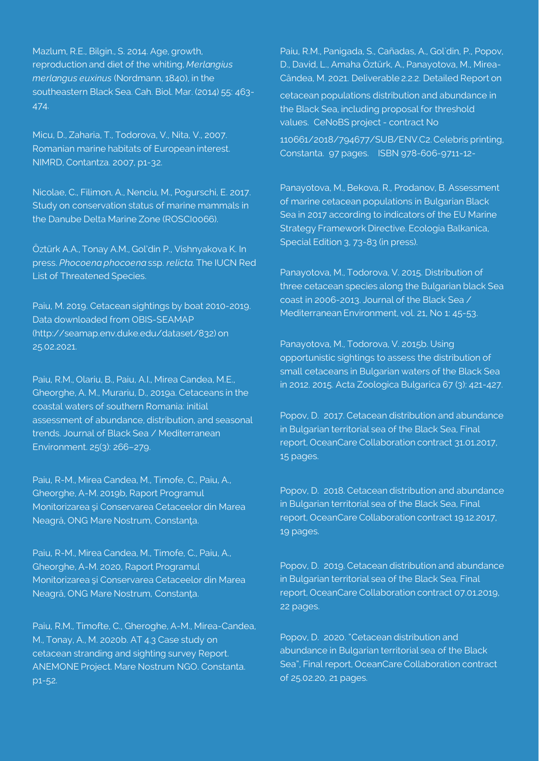Mazlum, R.E., Bilgin., S. 2014. Age, growth, reproduction and diet of the whiting, *Merlangius merlangus euxinus* (Nordmann, 1840), in the southeastern Black Sea. Cah. Biol. Mar. (2014) 55: 463-474.

Micu, D., Zaharia, T., Todorova, V., Nita, V., 2007. Romanian marine habitats of European interest. NIMRD, Contantza. 2007, p1-32.

Nicolae, C., Filimon, A., Nenciu, M., Pogurschi, E. 2017. Study on conservation status of marine mammals in the Danube Delta Marine Zone (ROSCI0066).

Öztürk A.A., Tonay A.M., Gol'din P., Vishnyakova K. In press. *Phocoena phocoena* ssp. *relicta*. The IUCN Red List of Threatened Species.

Paiu, M. 2019. Cetacean sightings by boat 2010-2019. Data downloaded from OBIS-SEAMAP (http://seamap.env.duke.edu/dataset/832) on 25.02.2021.

Paiu, R.M., Olariu, B., Paiu, A.I., Mirea Candea, M.E., Gheorghe, A. M., Murariu, D., 2019a. Cetaceans in the coastal waters of southern Romania: initial assessment of abundance, distribution, and seasonal trends. Journal of Black Sea / Mediterranean Environment. 25(3): 266–279.

Paiu, R-M., Mirea Candea, M., Timofe, C., Paiu, A., Gheorghe, A-M. 2019b, Raport Programul Monitorizarea şi Conservarea Cetaceelor din Marea Neagră, ONG Mare Nostrum, Constanţa.

Paiu, R-M., Mirea Candea, M., Timofe, C., Paiu, A., Gheorghe, A-M. 2020, Raport Programul Monitorizarea şi Conservarea Cetaceelor din Marea Neagră, ONG Mare Nostrum, Constanţa.

Paiu, R.M., Timofte, C., Gheroghe, A-M., Mirea-Candea, M., Tonay, A., M. 2020b. AT 4.3 Case study on cetacean stranding and sighting survey Report. ANEMONE Project. Mare Nostrum NGO. Constanta. p1-52.

Paiu, R.M., Panigada, S., Cañadas, A., Gol`din, P., Popov, D., David, L., Amaha Öztürk, A., Panayotova, M., Mirea-Cândea, M. 2021. Deliverable 2.2.2. Detailed Report on cetacean populations distribution and abundance in the Black Sea, including proposal for threshold values. CeNoBS project - contract No 110661/2018/794677/SUB/ENV.C2. Celebris printing, Constanta. 97 pages. ISBN 978-606-9711-12-

Panayotova, M., Bekova, R., Prodanov, B. Assessment of marine cetacean populations in Bulgarian Black Sea in 2017 according to indicators of the EU Marine Strategy Framework Directive. Ecologia Balkanica, Special Edition 3, 73-83 (in press).

Panayotova, M., Todorova, V. 2015. Distribution of three cetacean species along the Bulgarian black Sea coast in 2006-2013. Journal of the Black Sea / Mediterranean Environment, vol. 21, No 1: 45-53.

Panayotova, M., Todorova, V. 2015b. Using opportunistic sightings to assess the distribution of small cetaceans in Bulgarian waters of the Black Sea in 2012. 2015. Acta Zoologica Bulgarica 67 (3): 421-427.

Popov, D. 2017. Cetacean distribution and abundance in Bulgarian territorial sea of the Black Sea, Final report, OceanCare Collaboration contract 31.01.2017, 15 pages.

Popov, D. 2018. Cetacean distribution and abundance in Bulgarian territorial sea of the Black Sea, Final report, OceanCare Collaboration contract 19.12.2017, 19 pages.

Popov, D. 2019. Cetacean distribution and abundance in Bulgarian territorial sea of the Black Sea, Final report, OceanCare Collaboration contract 07.01.2019, 22 pages.

Popov, D. 2020. "Cetacean distribution and abundance in Bulgarian territorial sea of the Black Sea", Final report, OceanCare Collaboration contract of 25.02.20, 21 pages.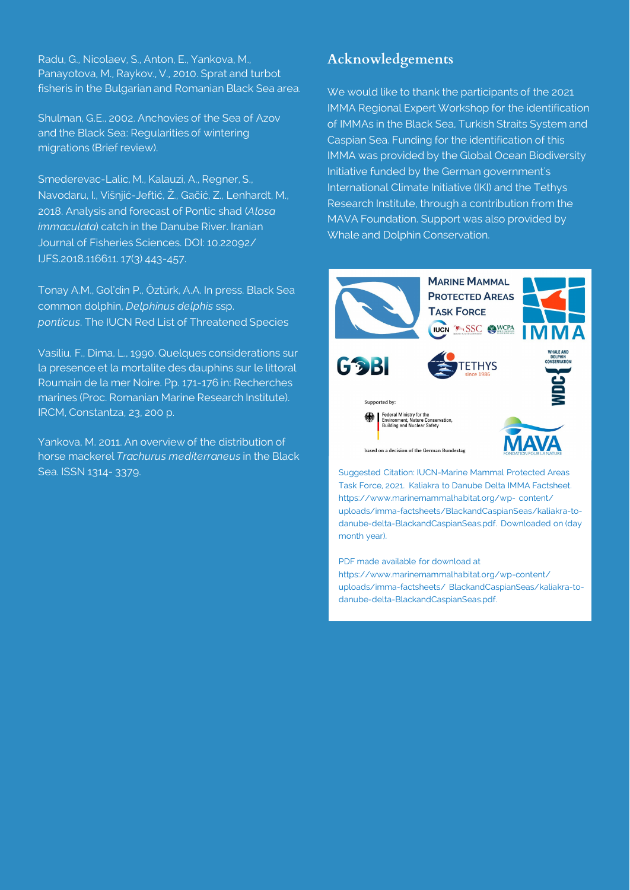Radu, G., Nicolaev, S., Anton, E., Yankova, M., Panayotova, M., Raykov., V., 2010. Sprat and turbot fisheris in the Bulgarian and Romanian Black Sea area.

Shulman, G.E., 2002. Anchovies of the Sea of Azov and the Black Sea: Regularities of wintering migrations (Brief review).

Smederevac-Lalic, M., Kalauzi, A., Regner, S., Navodaru, I., Višnjić-Jeftić, Ž., Gačić, Z., Lenhardt, M., 2018. Analysis and forecast of Pontic shad (*Alosa immaculata*) catch in the Danube River. Iranian Journal of Fisheries Sciences. DOI: 10.22092/IJFS.2018.116611. 17(3) 443-457.

Tonay A.M., Gol'din P., Öztürk, A.A. In press. Black Sea common dolphin, *Delphinus delphis* ssp. *ponticus*. The IUCN Red List of Threatened Species

Vasiliu, F., Dima, L., 1990. Quelques considerations sur la presence et la mortalite des dauphins sur le littoral Roumain de la mer Noire. Pp. 171-176 in: Recherches marines (Proc. Romanian Marine Research Institute). IRCM, Constantza, 23, 200 p.

Yankova, M. 2011. An overview of the distribution of horse mackerel *Trachurus mediterraneus* in the Black Sea. ISSN 1314- 3379.

## Acknowledgements

We would like to thank the participants of the 2021 IMMA Regional Expert Workshop for the identification of IMMAs in the Black Sea, Turkish Straits System and Caspian Sea. Funding for the identification of this IMMA was provided by the Global Ocean Biodiversity Initiative funded by the German government's International Climate Initiative (IKI) and the Tethys Research Institute, through a contribution from the MAVA Foundation. Support was also provided by Whale and Dolphin Conservation.

Marine Mammal Protected Areas Task Force

IUCN SSC WCPA IMMA

GOBI TETHYS since 1986 Whale and Dolphin Conservation WDC

Supported by:

Federal Ministry for the Environment, Nature Conservation, Building and Nuclear Safety

based on a decision of the German Bundestag

MAVA Fondation pour la nature

Suggested Citation: IUCN-Marine Mammal Protected Areas Task Force, 2021. Kaliakra to Danube Delta IMMA Factsheet. https://www.marinemammalhabitat.org/wp- content/uploads/imma-factsheets/BlackandCaspianSeas/kaliakra-to-danube-delta-BlackandCaspianSeas.pdf. Downloaded on (day month year).

PDF made available for download at https://www.marinemammalhabitat.org/wp-content/uploads/imma-factsheets/ BlackandCaspianSeas/kaliakra-to-danube-delta-BlackandCaspianSeas.pdf.